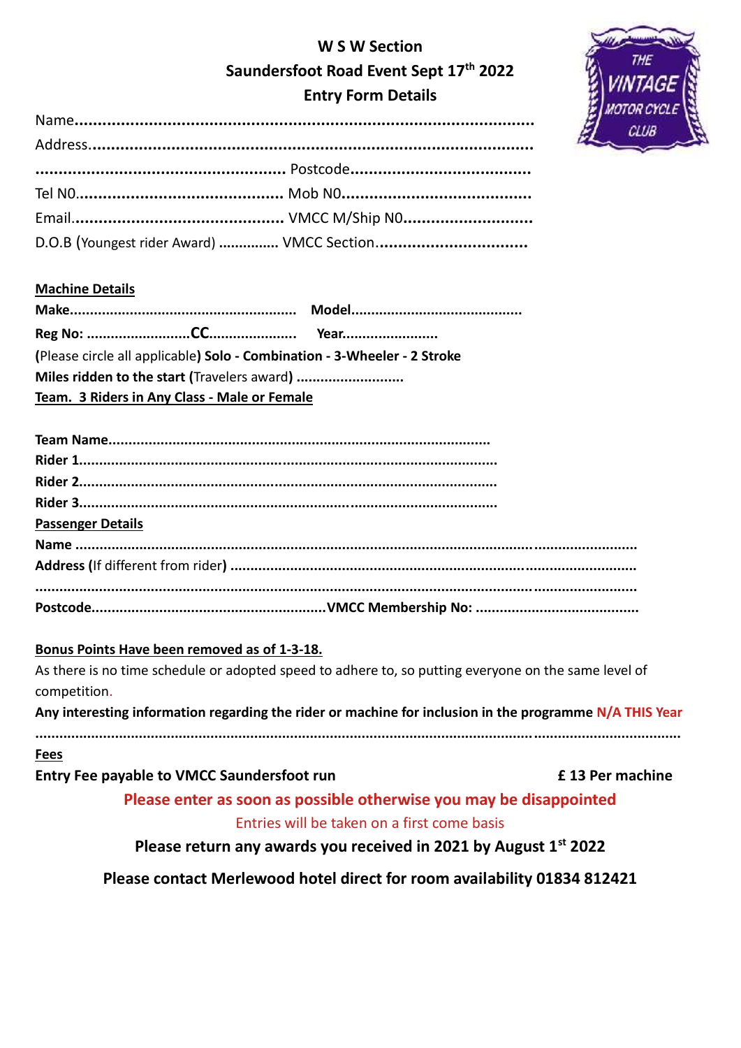# W S W Section
## Saundersfoot Road Event Sept 17th 2022
## Entry Form Details

Name.....................................................................................................

Address...................................................................................................

...................................................... Postcode......................................

Tel N0............................................. Mob N0........................................

Email............................................. VMCC M/Ship N0...........................

D.O.B (Youngest rider Award) ............... VMCC Section................................

**Machine Details**

**Make**......................................................... **Model**...........................................

**Reg No:** ..........................**CC**..................... **Year**.......................

(Please circle all applicable) **Solo - Combination - 3-Wheeler - 2 Stroke**

**Miles ridden to the start** (Travelers award) ...........................

**Team. 3 Riders in Any Class - Male or Female**

**Team Name**..............................................................................................

**Rider 1**.......................................................................................................

**Rider 2**.......................................................................................................

**Rider 3**.......................................................................................................

**Passenger Details**

**Name** ..................................................................................................................................

**Address** (If different from rider) ....................................................................................

.........................................................................................................................................

**Postcode**.........................................................**VMCC Membership No:** .......................................

**Bonus Points Have been removed as of 1-3-18.**

As there is no time schedule or adopted speed to adhere to, so putting everyone on the same level of competition.

**Any interesting information regarding the rider or machine for inclusion in the programme** N/A THIS Year

.........................................................................................................................................

**Fees**

**Entry Fee payable to VMCC Saundersfoot run** **£ 13 Per machine**

**Please enter as soon as possible otherwise you may be disappointed**

Entries will be taken on a first come basis

**Please return any awards you received in 2021 by August 1st 2022**

**Please contact Merlewood hotel direct for room availability 01834 812421**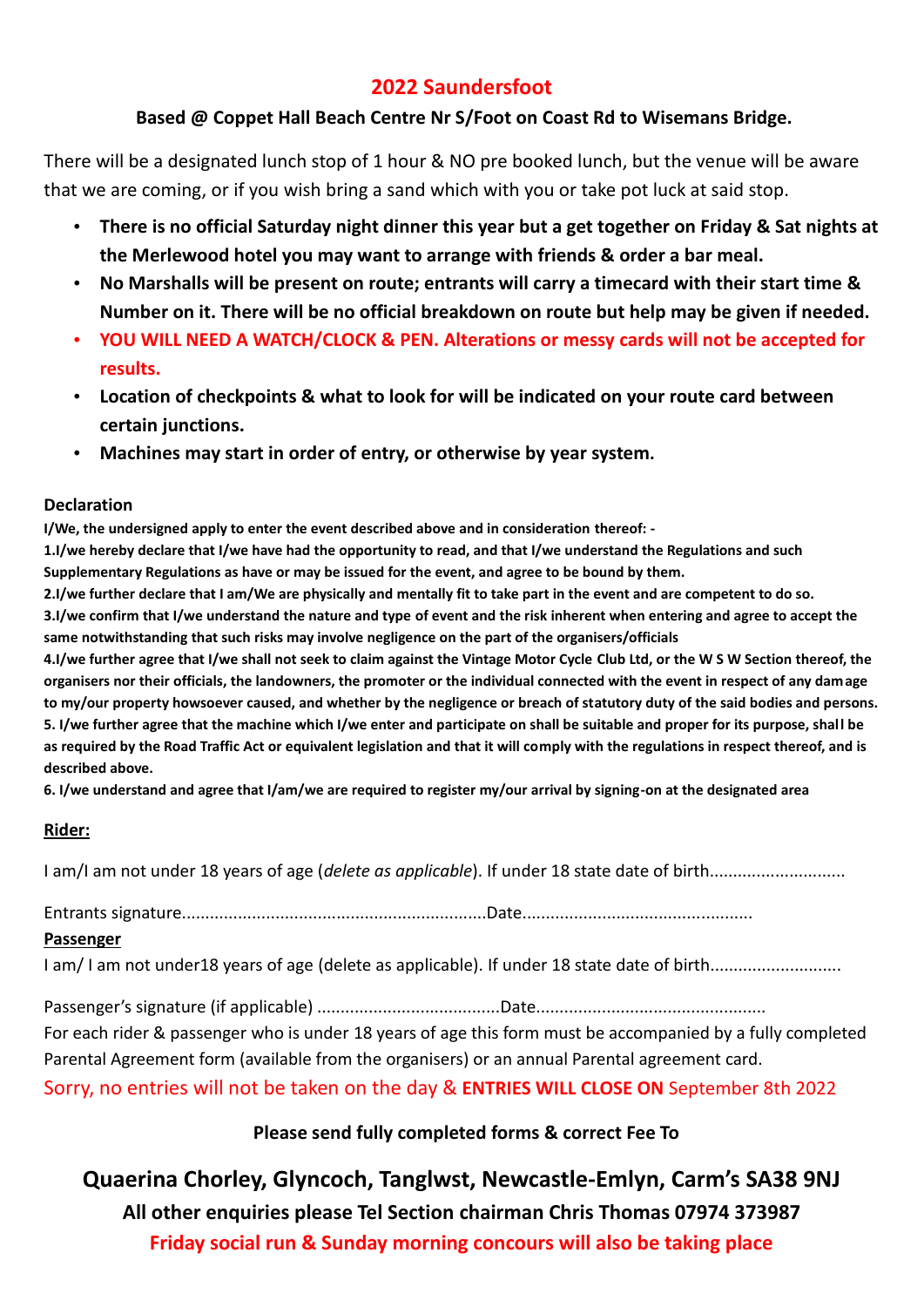# 2022 Saundersfoot

**Based @ Coppet Hall Beach Centre Nr S/Foot on Coast Rd to Wisemans Bridge.**

There will be a designated lunch stop of 1 hour & NO pre booked lunch, but the venue will be aware that we are coming, or if you wish bring a sand which with you or take pot luck at said stop.

- **There is no official Saturday night dinner this year but a get together on Friday & Sat nights at the Merlewood hotel you may want to arrange with friends & order a bar meal.**
- **No Marshalls will be present on route; entrants will carry a timecard with their start time & Number on it. There will be no official breakdown on route but help may be given if needed.**
- **YOU WILL NEED A WATCH/CLOCK & PEN. Alterations or messy cards will not be accepted for results.**
- **Location of checkpoints & what to look for will be indicated on your route card between certain junctions.**
- **Machines may start in order of entry, or otherwise by year system.**

**Declaration**

**I/We, the undersigned apply to enter the event described above and in consideration thereof: -**

**1.I/we hereby declare that I/we have had the opportunity to read, and that I/we understand the Regulations and such Supplementary Regulations as have or may be issued for the event, and agree to be bound by them.**

**2.I/we further declare that I am/We are physically and mentally fit to take part in the event and are competent to do so.**

**3.I/we confirm that I/we understand the nature and type of event and the risk inherent when entering and agree to accept the same notwithstanding that such risks may involve negligence on the part of the organisers/officials**

**4.I/we further agree that I/we shall not seek to claim against the Vintage Motor Cycle Club Ltd, or the W S W Section thereof, the organisers nor their officials, the landowners, the promoter or the individual connected with the event in respect of any damage to my/our property howsoever caused, and whether by the negligence or breach of statutory duty of the said bodies and persons.**

**5. I/we further agree that the machine which I/we enter and participate on shall be suitable and proper for its purpose, shall be as required by the Road Traffic Act or equivalent legislation and that it will comply with the regulations in respect thereof, and is described above.**

**6. I/we understand and agree that I/am/we are required to register my/our arrival by signing-on at the designated area**

**Rider:**

I am/I am not under 18 years of age (*delete as applicable*). If under 18 state date of birth.............................

Entrants signature.................................................................Date.................................................

**Passenger**

I am/ I am not under18 years of age (delete as applicable). If under 18 state date of birth............................

Passenger's signature (if applicable) .......................................Date................................................

For each rider & passenger who is under 18 years of age this form must be accompanied by a fully completed Parental Agreement form (available from the organisers) or an annual Parental agreement card.

Sorry, no entries will not be taken on the day & **ENTRIES WILL CLOSE ON** September 8th 2022

**Please send fully completed forms & correct Fee To**

**Quaerina Chorley, Glyncoch, Tanglwst, Newcastle-Emlyn, Carm's SA38 9NJ**

**All other enquiries please Tel Section chairman Chris Thomas 07974 373987**

**Friday social run & Sunday morning concours will also be taking place**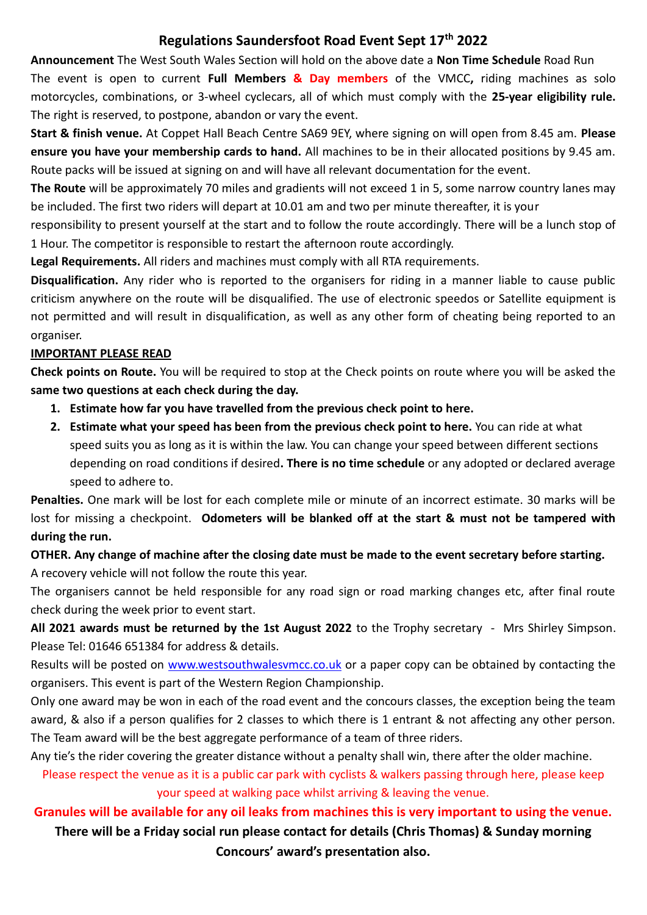# Regulations Saundersfoot Road Event Sept 17th 2022

**Announcement** The West South Wales Section will hold on the above date a **Non Time Schedule** Road Run The event is open to current **Full Members & Day members** of the VMCC**,** riding machines as solo motorcycles, combinations, or 3-wheel cyclecars, all of which must comply with the **25-year eligibility rule.** The right is reserved, to postpone, abandon or vary the event.

**Start & finish venue.** At Coppet Hall Beach Centre SA69 9EY, where signing on will open from 8.45 am. **Please ensure you have your membership cards to hand.** All machines to be in their allocated positions by 9.45 am. Route packs will be issued at signing on and will have all relevant documentation for the event.

**The Route** will be approximately 70 miles and gradients will not exceed 1 in 5, some narrow country lanes may be included. The first two riders will depart at 10.01 am and two per minute thereafter, it is your responsibility to present yourself at the start and to follow the route accordingly. There will be a lunch stop of 1 Hour. The competitor is responsible to restart the afternoon route accordingly.

**Legal Requirements.** All riders and machines must comply with all RTA requirements.

**Disqualification.** Any rider who is reported to the organisers for riding in a manner liable to cause public criticism anywhere on the route will be disqualified. The use of electronic speedos or Satellite equipment is not permitted and will result in disqualification, as well as any other form of cheating being reported to an organiser.

**IMPORTANT PLEASE READ**

**Check points on Route.** You will be required to stop at the Check points on route where you will be asked the **same two questions at each check during the day.**

1. **Estimate how far you have travelled from the previous check point to here.**
2. **Estimate what your speed has been from the previous check point to here.** You can ride at what speed suits you as long as it is within the law. You can change your speed between different sections depending on road conditions if desired**. There is no time schedule** or any adopted or declared average speed to adhere to.

**Penalties.** One mark will be lost for each complete mile or minute of an incorrect estimate. 30 marks will be lost for missing a checkpoint. **Odometers will be blanked off at the start & must not be tampered with during the run.**

**OTHER. Any change of machine after the closing date must be made to the event secretary before starting.**
A recovery vehicle will not follow the route this year.

The organisers cannot be held responsible for any road sign or road marking changes etc, after final route check during the week prior to event start.

**All 2021 awards must be returned by the 1st August 2022** to the Trophy secretary - Mrs Shirley Simpson. Please Tel: 01646 651384 for address & details.

Results will be posted on www.westsouthwalesvmcc.co.uk or a paper copy can be obtained by contacting the organisers. This event is part of the Western Region Championship.

Only one award may be won in each of the road event and the concours classes, the exception being the team award, & also if a person qualifies for 2 classes to which there is 1 entrant & not affecting any other person. The Team award will be the best aggregate performance of a team of three riders.

Any tie's the rider covering the greater distance without a penalty shall win, there after the older machine.

Please respect the venue as it is a public car park with cyclists & walkers passing through here, please keep your speed at walking pace whilst arriving & leaving the venue.

**Granules will be available for any oil leaks from machines this is very important to using the venue.**

**There will be a Friday social run please contact for details (Chris Thomas) & Sunday morning Concours' award's presentation also.**